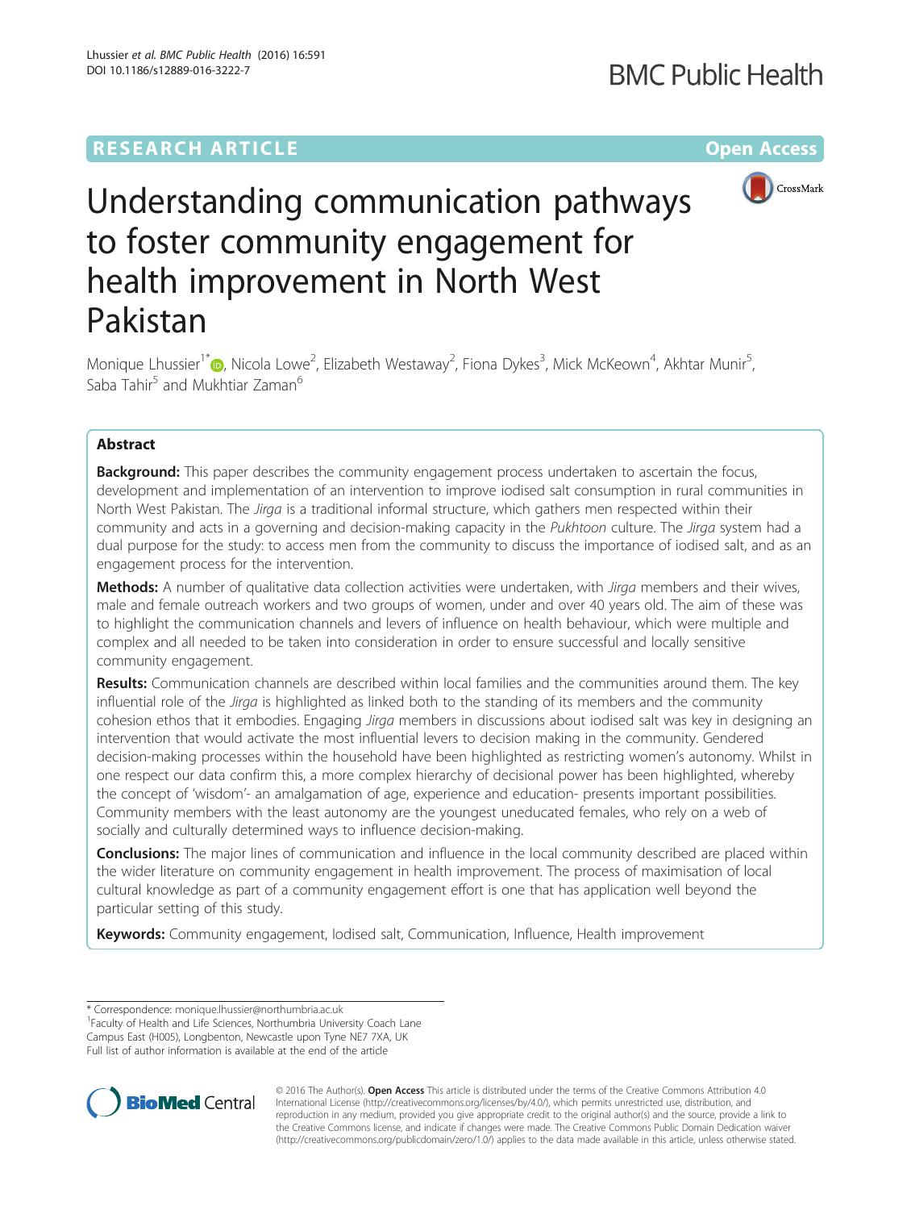RESEARCH ARTICLE

Open Access

# Understanding communication pathways to foster community engagement for health improvement in North West Pakistan

Monique Lhussier[1*], Nicola Lowe[2], Elizabeth Westaway[2], Fiona Dykes[3], Mick McKeown[4], Akhtar Munir[5], Saba Tahir[5] and Mukhtiar Zaman[6]

## Abstract

**Background:** This paper describes the community engagement process undertaken to ascertain the focus, development and implementation of an intervention to improve iodised salt consumption in rural communities in North West Pakistan. The *Jirga* is a traditional informal structure, which gathers men respected within their community and acts in a governing and decision-making capacity in the *Pukhtoon* culture. The *Jirga* system had a dual purpose for the study: to access men from the community to discuss the importance of iodised salt, and as an engagement process for the intervention.

**Methods:** A number of qualitative data collection activities were undertaken, with *Jirga* members and their wives, male and female outreach workers and two groups of women, under and over 40 years old. The aim of these was to highlight the communication channels and levers of influence on health behaviour, which were multiple and complex and all needed to be taken into consideration in order to ensure successful and locally sensitive community engagement.

**Results:** Communication channels are described within local families and the communities around them. The key influential role of the *Jirga* is highlighted as linked both to the standing of its members and the community cohesion ethos that it embodies. Engaging *Jirga* members in discussions about iodised salt was key in designing an intervention that would activate the most influential levers to decision making in the community. Gendered decision-making processes within the household have been highlighted as restricting women's autonomy. Whilst in one respect our data confirm this, a more complex hierarchy of decisional power has been highlighted, whereby the concept of 'wisdom'- an amalgamation of age, experience and education- presents important possibilities. Community members with the least autonomy are the youngest uneducated females, who rely on a web of socially and culturally determined ways to influence decision-making.

**Conclusions:** The major lines of communication and influence in the local community described are placed within the wider literature on community engagement in health improvement. The process of maximisation of local cultural knowledge as part of a community engagement effort is one that has application well beyond the particular setting of this study.

**Keywords:** Community engagement, Iodised salt, Communication, Influence, Health improvement

---

* Correspondence: monique.lhussier@northumbria.ac.uk
[1]Faculty of Health and Life Sciences, Northumbria University Coach Lane Campus East (H005), Longbenton, Newcastle upon Tyne NE7 7XA, UK
Full list of author information is available at the end of the article

© 2016 The Author(s). **Open Access** This article is distributed under the terms of the Creative Commons Attribution 4.0 International License (http://creativecommons.org/licenses/by/4.0/), which permits unrestricted use, distribution, and reproduction in any medium, provided you give appropriate credit to the original author(s) and the source, provide a link to the Creative Commons license, and indicate if changes were made. The Creative Commons Public Domain Dedication waiver (http://creativecommons.org/publicdomain/zero/1.0/) applies to the data made available in this article, unless otherwise stated.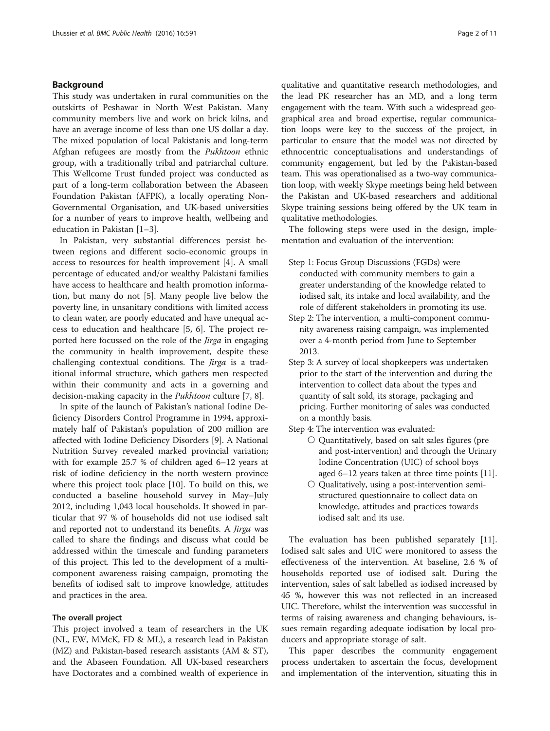## Background

This study was undertaken in rural communities on the outskirts of Peshawar in North West Pakistan. Many community members live and work on brick kilns, and have an average income of less than one US dollar a day. The mixed population of local Pakistanis and long-term Afghan refugees are mostly from the *Pukhtoon* ethnic group, with a traditionally tribal and patriarchal culture. This Wellcome Trust funded project was conducted as part of a long-term collaboration between the Abaseen Foundation Pakistan (AFPK), a locally operating Non-Governmental Organisation, and UK-based universities for a number of years to improve health, wellbeing and education in Pakistan [1–3].

In Pakistan, very substantial differences persist between regions and different socio-economic groups in access to resources for health improvement [4]. A small percentage of educated and/or wealthy Pakistani families have access to healthcare and health promotion information, but many do not [5]. Many people live below the poverty line, in unsanitary conditions with limited access to clean water, are poorly educated and have unequal access to education and healthcare [5, 6]. The project reported here focussed on the role of the *Jirga* in engaging the community in health improvement, despite these challenging contextual conditions. The *Jirga* is a traditional informal structure, which gathers men respected within their community and acts in a governing and decision-making capacity in the *Pukhtoon* culture [7, 8].

In spite of the launch of Pakistan's national Iodine Deficiency Disorders Control Programme in 1994, approximately half of Pakistan's population of 200 million are affected with Iodine Deficiency Disorders [9]. A National Nutrition Survey revealed marked provincial variation; with for example 25.7 % of children aged 6–12 years at risk of iodine deficiency in the north western province where this project took place [10]. To build on this, we conducted a baseline household survey in May–July 2012, including 1,043 local households. It showed in particular that 97 % of households did not use iodised salt and reported not to understand its benefits. A *Jirga* was called to share the findings and discuss what could be addressed within the timescale and funding parameters of this project. This led to the development of a multi-component awareness raising campaign, promoting the benefits of iodised salt to improve knowledge, attitudes and practices in the area.

### The overall project

This project involved a team of researchers in the UK (NL, EW, MMcK, FD & ML), a research lead in Pakistan (MZ) and Pakistan-based research assistants (AM & ST), and the Abaseen Foundation. All UK-based researchers have Doctorates and a combined wealth of experience in qualitative and quantitative research methodologies, and the lead PK researcher has an MD, and a long term engagement with the team. With such a widespread geographical area and broad expertise, regular communication loops were key to the success of the project, in particular to ensure that the model was not directed by ethnocentric conceptualisations and understandings of community engagement, but led by the Pakistan-based team. This was operationalised as a two-way communication loop, with weekly Skype meetings being held between the Pakistan and UK-based researchers and additional Skype training sessions being offered by the UK team in qualitative methodologies.

The following steps were used in the design, implementation and evaluation of the intervention:

- Step 1: Focus Group Discussions (FGDs) were conducted with community members to gain a greater understanding of the knowledge related to iodised salt, its intake and local availability, and the role of different stakeholders in promoting its use.
- Step 2: The intervention, a multi-component community awareness raising campaign, was implemented over a 4-month period from June to September 2013.
- Step 3: A survey of local shopkeepers was undertaken prior to the start of the intervention and during the intervention to collect data about the types and quantity of salt sold, its storage, packaging and pricing. Further monitoring of sales was conducted on a monthly basis.
- Step 4: The intervention was evaluated:
  - Quantitatively, based on salt sales figures (pre and post-intervention) and through the Urinary Iodine Concentration (UIC) of school boys aged 6–12 years taken at three time points [11].
  - Qualitatively, using a post-intervention semi-structured questionnaire to collect data on knowledge, attitudes and practices towards iodised salt and its use.

The evaluation has been published separately [11]. Iodised salt sales and UIC were monitored to assess the effectiveness of the intervention. At baseline, 2.6 % of households reported use of iodised salt. During the intervention, sales of salt labelled as iodised increased by 45 %, however this was not reflected in an increased UIC. Therefore, whilst the intervention was successful in terms of raising awareness and changing behaviours, issues remain regarding adequate iodisation by local producers and appropriate storage of salt.

This paper describes the community engagement process undertaken to ascertain the focus, development and implementation of the intervention, situating this in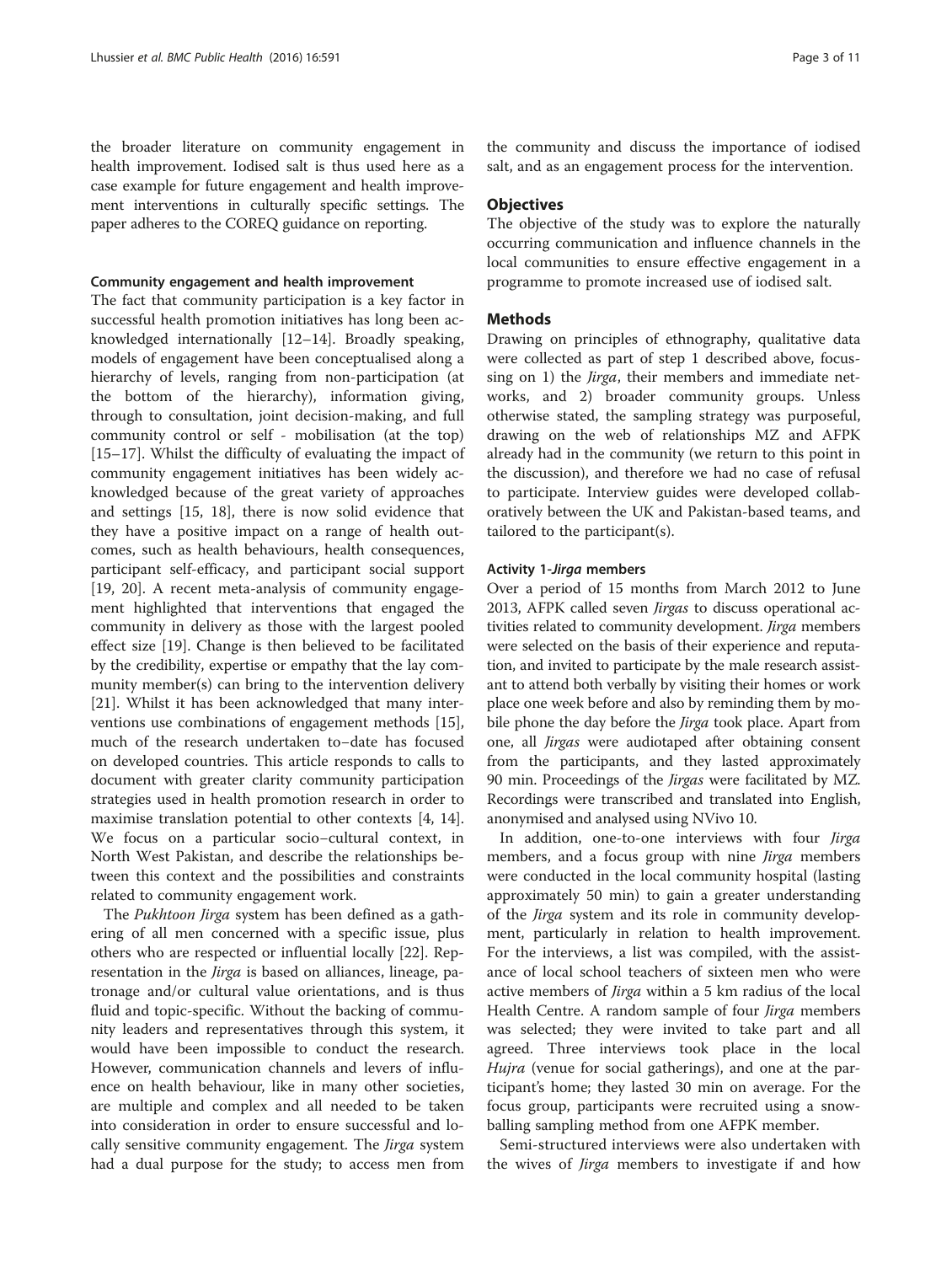the broader literature on community engagement in health improvement. Iodised salt is thus used here as a case example for future engagement and health improvement interventions in culturally specific settings. The paper adheres to the COREQ guidance on reporting.

### Community engagement and health improvement

The fact that community participation is a key factor in successful health promotion initiatives has long been acknowledged internationally [12–14]. Broadly speaking, models of engagement have been conceptualised along a hierarchy of levels, ranging from non-participation (at the bottom of the hierarchy), information giving, through to consultation, joint decision-making, and full community control or self - mobilisation (at the top) [15–17]. Whilst the difficulty of evaluating the impact of community engagement initiatives has been widely acknowledged because of the great variety of approaches and settings [15, 18], there is now solid evidence that they have a positive impact on a range of health outcomes, such as health behaviours, health consequences, participant self-efficacy, and participant social support [19, 20]. A recent meta-analysis of community engagement highlighted that interventions that engaged the community in delivery as those with the largest pooled effect size [19]. Change is then believed to be facilitated by the credibility, expertise or empathy that the lay community member(s) can bring to the intervention delivery [21]. Whilst it has been acknowledged that many interventions use combinations of engagement methods [15], much of the research undertaken to–date has focused on developed countries. This article responds to calls to document with greater clarity community participation strategies used in health promotion research in order to maximise translation potential to other contexts [4, 14]. We focus on a particular socio–cultural context, in North West Pakistan, and describe the relationships between this context and the possibilities and constraints related to community engagement work.

The *Pukhtoon Jirga* system has been defined as a gathering of all men concerned with a specific issue, plus others who are respected or influential locally [22]. Representation in the *Jirga* is based on alliances, lineage, patronage and/or cultural value orientations, and is thus fluid and topic-specific. Without the backing of community leaders and representatives through this system, it would have been impossible to conduct the research. However, communication channels and levers of influence on health behaviour, like in many other societies, are multiple and complex and all needed to be taken into consideration in order to ensure successful and locally sensitive community engagement. The *Jirga* system had a dual purpose for the study; to access men from the community and discuss the importance of iodised salt, and as an engagement process for the intervention.

## Objectives

The objective of the study was to explore the naturally occurring communication and influence channels in the local communities to ensure effective engagement in a programme to promote increased use of iodised salt.

## Methods

Drawing on principles of ethnography, qualitative data were collected as part of step 1 described above, focussing on 1) the *Jirga*, their members and immediate networks, and 2) broader community groups. Unless otherwise stated, the sampling strategy was purposeful, drawing on the web of relationships MZ and AFPK already had in the community (we return to this point in the discussion), and therefore we had no case of refusal to participate. Interview guides were developed collaboratively between the UK and Pakistan-based teams, and tailored to the participant(s).

### Activity 1-*Jirga* members

Over a period of 15 months from March 2012 to June 2013, AFPK called seven *Jirgas* to discuss operational activities related to community development. *Jirga* members were selected on the basis of their experience and reputation, and invited to participate by the male research assistant to attend both verbally by visiting their homes or work place one week before and also by reminding them by mobile phone the day before the *Jirga* took place. Apart from one, all *Jirgas* were audiotaped after obtaining consent from the participants, and they lasted approximately 90 min. Proceedings of the *Jirgas* were facilitated by MZ. Recordings were transcribed and translated into English, anonymised and analysed using NVivo 10.

In addition, one-to-one interviews with four *Jirga* members, and a focus group with nine *Jirga* members were conducted in the local community hospital (lasting approximately 50 min) to gain a greater understanding of the *Jirga* system and its role in community development, particularly in relation to health improvement. For the interviews, a list was compiled, with the assistance of local school teachers of sixteen men who were active members of *Jirga* within a 5 km radius of the local Health Centre. A random sample of four *Jirga* members was selected; they were invited to take part and all agreed. Three interviews took place in the local *Hujra* (venue for social gatherings), and one at the participant's home; they lasted 30 min on average. For the focus group, participants were recruited using a snowballing sampling method from one AFPK member.

Semi-structured interviews were also undertaken with the wives of *Jirga* members to investigate if and how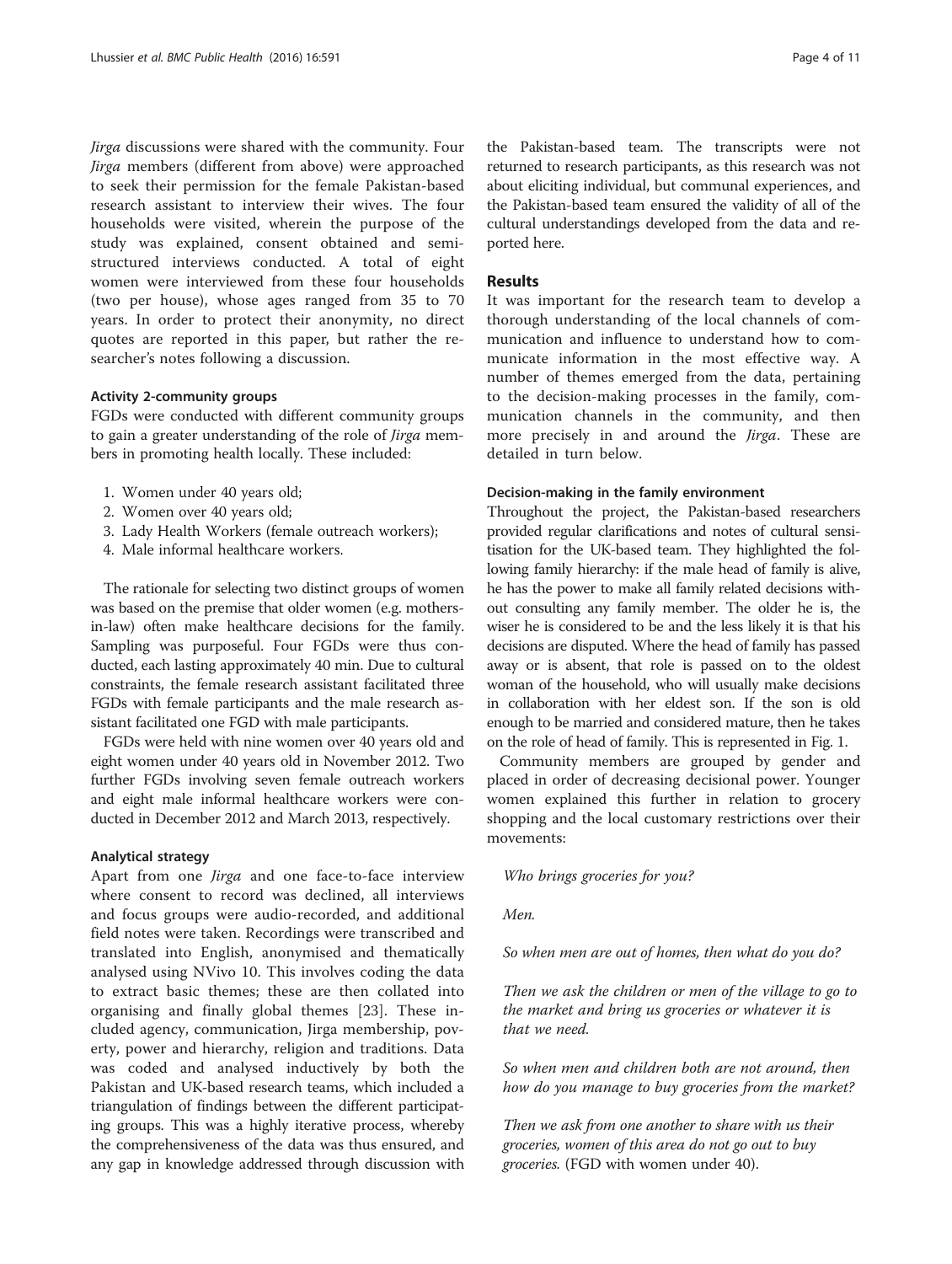*Jirga* discussions were shared with the community. Four *Jirga* members (different from above) were approached to seek their permission for the female Pakistan-based research assistant to interview their wives. The four households were visited, wherein the purpose of the study was explained, consent obtained and semi-structured interviews conducted. A total of eight women were interviewed from these four households (two per house), whose ages ranged from 35 to 70 years. In order to protect their anonymity, no direct quotes are reported in this paper, but rather the researcher's notes following a discussion.

#### Activity 2-community groups

FGDs were conducted with different community groups to gain a greater understanding of the role of *Jirga* members in promoting health locally. These included:

1. Women under 40 years old;
2. Women over 40 years old;
3. Lady Health Workers (female outreach workers);
4. Male informal healthcare workers.

The rationale for selecting two distinct groups of women was based on the premise that older women (e.g. mothers-in-law) often make healthcare decisions for the family. Sampling was purposeful. Four FGDs were thus conducted, each lasting approximately 40 min. Due to cultural constraints, the female research assistant facilitated three FGDs with female participants and the male research assistant facilitated one FGD with male participants.

FGDs were held with nine women over 40 years old and eight women under 40 years old in November 2012. Two further FGDs involving seven female outreach workers and eight male informal healthcare workers were conducted in December 2012 and March 2013, respectively.

#### Analytical strategy

Apart from one *Jirga* and one face-to-face interview where consent to record was declined, all interviews and focus groups were audio-recorded, and additional field notes were taken. Recordings were transcribed and translated into English, anonymised and thematically analysed using NVivo 10. This involves coding the data to extract basic themes; these are then collated into organising and finally global themes [23]. These included agency, communication, Jirga membership, poverty, power and hierarchy, religion and traditions. Data was coded and analysed inductively by both the Pakistan and UK-based research teams, which included a triangulation of findings between the different participating groups. This was a highly iterative process, whereby the comprehensiveness of the data was thus ensured, and any gap in knowledge addressed through discussion with the Pakistan-based team. The transcripts were not returned to research participants, as this research was not about eliciting individual, but communal experiences, and the Pakistan-based team ensured the validity of all of the cultural understandings developed from the data and reported here.

## Results

It was important for the research team to develop a thorough understanding of the local channels of communication and influence to understand how to communicate information in the most effective way. A number of themes emerged from the data, pertaining to the decision-making processes in the family, communication channels in the community, and then more precisely in and around the *Jirga*. These are detailed in turn below.

#### Decision-making in the family environment

Throughout the project, the Pakistan-based researchers provided regular clarifications and notes of cultural sensitisation for the UK-based team. They highlighted the following family hierarchy: if the male head of family is alive, he has the power to make all family related decisions without consulting any family member. The older he is, the wiser he is considered to be and the less likely it is that his decisions are disputed. Where the head of family has passed away or is absent, that role is passed on to the oldest woman of the household, who will usually make decisions in collaboration with her eldest son. If the son is old enough to be married and considered mature, then he takes on the role of head of family. This is represented in Fig. 1.

Community members are grouped by gender and placed in order of decreasing decisional power. Younger women explained this further in relation to grocery shopping and the local customary restrictions over their movements:

> *Who brings groceries for you?*
>
> *Men.*
>
> *So when men are out of homes, then what do you do?*
>
> *Then we ask the children or men of the village to go to the market and bring us groceries or whatever it is that we need.*
>
> *So when men and children both are not around, then how do you manage to buy groceries from the market?*
>
> *Then we ask from one another to share with us their groceries, women of this area do not go out to buy groceries.* (FGD with women under 40).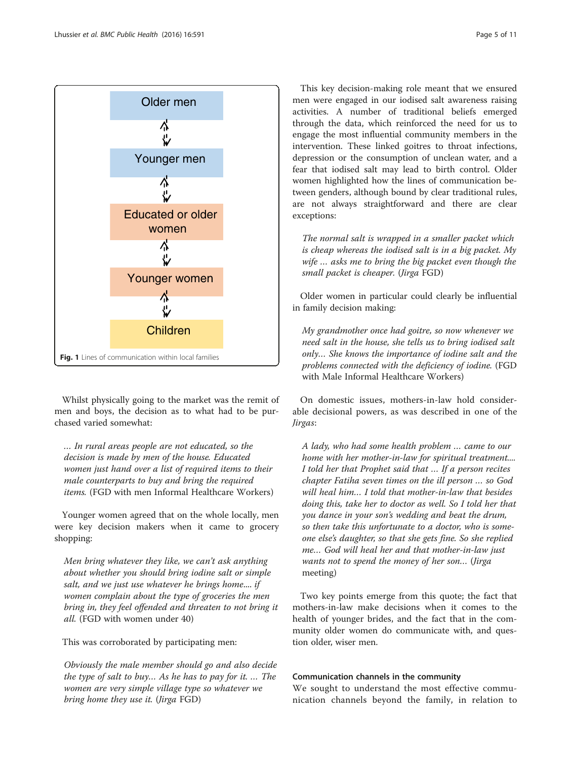Older men

Younger men

Educated or older women

Younger women

Children

**Fig. 1** Lines of communication within local families

Whilst physically going to the market was the remit of men and boys, the decision as to what had to be purchased varied somewhat:

> *… In rural areas people are not educated, so the decision is made by men of the house. Educated women just hand over a list of required items to their male counterparts to buy and bring the required items.* (FGD with men Informal Healthcare Workers)

Younger women agreed that on the whole locally, men were key decision makers when it came to grocery shopping:

> *Men bring whatever they like, we can't ask anything about whether you should bring iodine salt or simple salt, and we just use whatever he brings home.... if women complain about the type of groceries the men bring in, they feel offended and threaten to not bring it all.* (FGD with women under 40)

This was corroborated by participating men:

> *Obviously the male member should go and also decide the type of salt to buy… As he has to pay for it. … The women are very simple village type so whatever we bring home they use it.* (*Jirga* FGD)

This key decision-making role meant that we ensured men were engaged in our iodised salt awareness raising activities. A number of traditional beliefs emerged through the data, which reinforced the need for us to engage the most influential community members in the intervention. These linked goitres to throat infections, depression or the consumption of unclean water, and a fear that iodised salt may lead to birth control. Older women highlighted how the lines of communication between genders, although bound by clear traditional rules, are not always straightforward and there are clear exceptions:

> *The normal salt is wrapped in a smaller packet which is cheap whereas the iodised salt is in a big packet. My wife … asks me to bring the big packet even though the small packet is cheaper.* (*Jirga* FGD)

Older women in particular could clearly be influential in family decision making:

> *My grandmother once had goitre, so now whenever we need salt in the house, she tells us to bring iodised salt only… She knows the importance of iodine salt and the problems connected with the deficiency of iodine.* (FGD with Male Informal Healthcare Workers)

On domestic issues, mothers-in-law hold considerable decisional powers, as was described in one of the *Jirgas*:

> *A lady, who had some health problem … came to our home with her mother-in-law for spiritual treatment.... I told her that Prophet said that … If a person recites chapter Fatiha seven times on the ill person … so God will heal him… I told that mother-in-law that besides doing this, take her to doctor as well. So I told her that you dance in your son's wedding and beat the drum, so then take this unfortunate to a doctor, who is someone else's daughter, so that she gets fine. So she replied me… God will heal her and that mother-in-law just wants not to spend the money of her son…* (*Jirga* meeting)

Two key points emerge from this quote; the fact that mothers-in-law make decisions when it comes to the health of younger brides, and the fact that in the community older women do communicate with, and question older, wiser men.

### Communication channels in the community

We sought to understand the most effective communication channels beyond the family, in relation to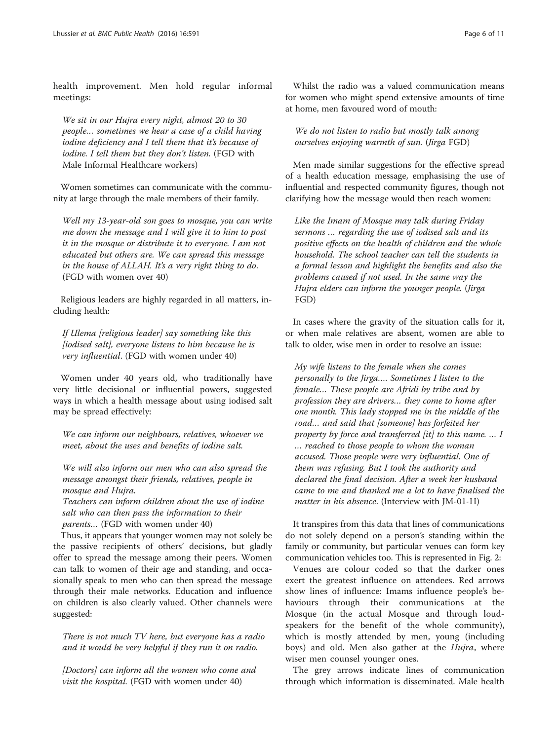health improvement. Men hold regular informal meetings:

> *We sit in our Hujra every night, almost 20 to 30 people… sometimes we hear a case of a child having iodine deficiency and I tell them that it's because of iodine. I tell them but they don't listen.* (FGD with Male Informal Healthcare workers)

Women sometimes can communicate with the community at large through the male members of their family.

> *Well my 13-year-old son goes to mosque, you can write me down the message and I will give it to him to post it in the mosque or distribute it to everyone. I am not educated but others are. We can spread this message in the house of ALLAH. It's a very right thing to do.* (FGD with women over 40)

Religious leaders are highly regarded in all matters, including health:

> *If Ulema [religious leader] say something like this [iodised salt], everyone listens to him because he is very influential.* (FGD with women under 40)

Women under 40 years old, who traditionally have very little decisional or influential powers, suggested ways in which a health message about using iodised salt may be spread effectively:

> *We can inform our neighbours, relatives, whoever we meet, about the uses and benefits of iodine salt.*
>
> *We will also inform our men who can also spread the message amongst their friends, relatives, people in mosque and Hujra.*
>
> *Teachers can inform children about the use of iodine salt who can then pass the information to their parents…* (FGD with women under 40)

Thus, it appears that younger women may not solely be the passive recipients of others' decisions, but gladly offer to spread the message among their peers. Women can talk to women of their age and standing, and occasionally speak to men who can then spread the message through their male networks. Education and influence on children is also clearly valued. Other channels were suggested:

> *There is not much TV here, but everyone has a radio and it would be very helpful if they run it on radio.*
>
> *[Doctors] can inform all the women who come and visit the hospital.* (FGD with women under 40)

Whilst the radio was a valued communication means for women who might spend extensive amounts of time at home, men favoured word of mouth:

> *We do not listen to radio but mostly talk among ourselves enjoying warmth of sun.* (*Jirga* FGD)

Men made similar suggestions for the effective spread of a health education message, emphasising the use of influential and respected community figures, though not clarifying how the message would then reach women:

> *Like the Imam of Mosque may talk during Friday sermons … regarding the use of iodised salt and its positive effects on the health of children and the whole household. The school teacher can tell the students in a formal lesson and highlight the benefits and also the problems caused if not used. In the same way the Hujra elders can inform the younger people.* (*Jirga* FGD)

In cases where the gravity of the situation calls for it, or when male relatives are absent, women are able to talk to older, wise men in order to resolve an issue:

> *My wife listens to the female when she comes personally to the Jirga…. Sometimes I listen to the female… These people are Afridi by tribe and by profession they are drivers… they come to home after one month. This lady stopped me in the middle of the road… and said that [someone] has forfeited her property by force and transferred [it] to this name. … I … reached to those people to whom the woman accused. Those people were very influential. One of them was refusing. But I took the authority and declared the final decision. After a week her husband came to me and thanked me a lot to have finalised the matter in his absence.* (Interview with JM-01-H)

It transpires from this data that lines of communications do not solely depend on a person's standing within the family or community, but particular venues can form key communication vehicles too. This is represented in Fig. 2:

Venues are colour coded so that the darker ones exert the greatest influence on attendees. Red arrows show lines of influence: Imams influence people's behaviours through their communications at the Mosque (in the actual Mosque and through loudspeakers for the benefit of the whole community), which is mostly attended by men, young (including boys) and old. Men also gather at the *Hujra*, where wiser men counsel younger ones.

The grey arrows indicate lines of communication through which information is disseminated. Male health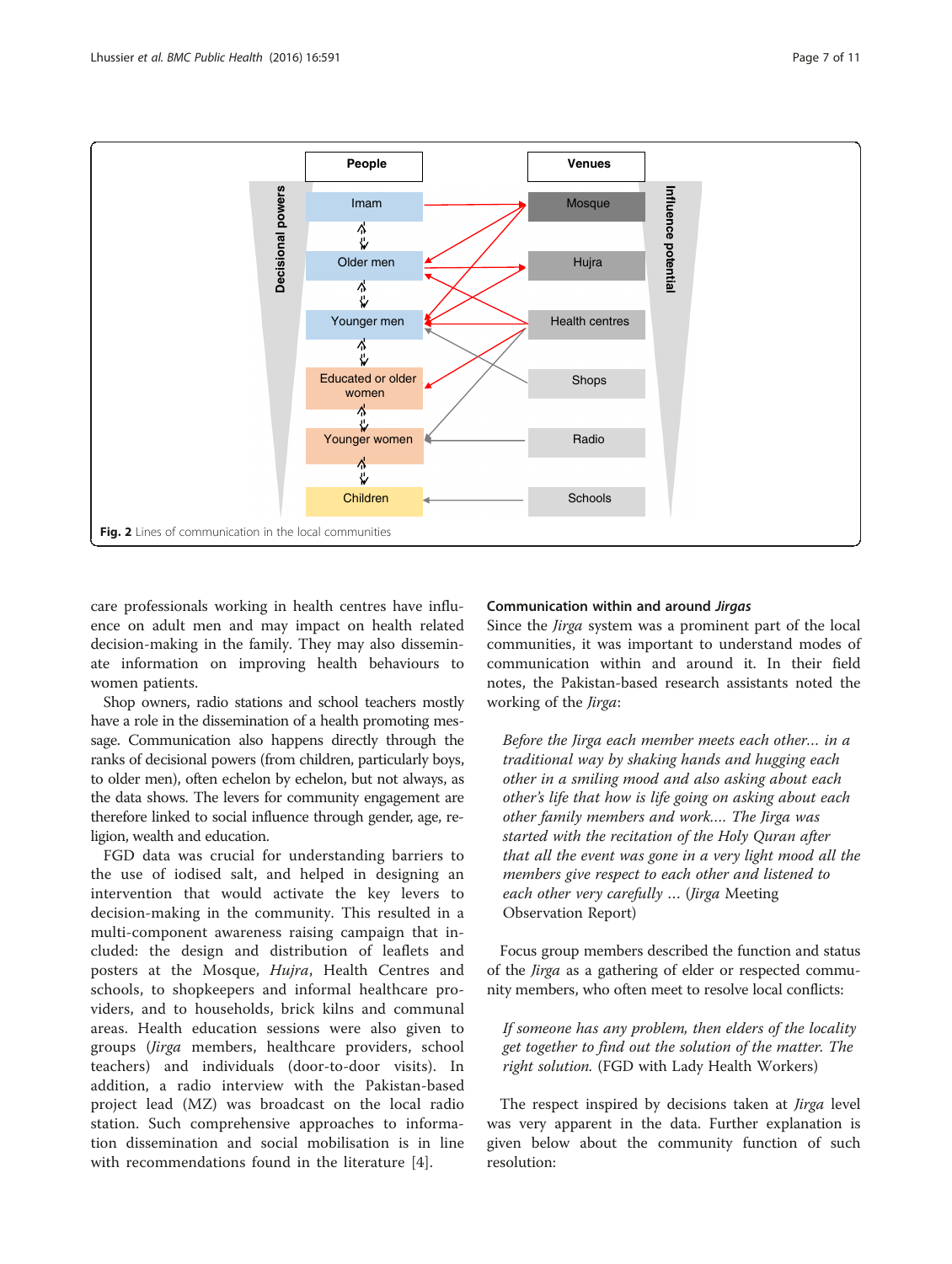People

Venues

Decisional powers

Influence potential

Imam

Older men

Younger men

Educated or older women

Younger women

Children

Mosque

Hujra

Health centres

Shops

Radio

Schools

**Fig. 2** Lines of communication in the local communities

care professionals working in health centres have influence on adult men and may impact on health related decision-making in the family. They may also disseminate information on improving health behaviours to women patients.

Shop owners, radio stations and school teachers mostly have a role in the dissemination of a health promoting message. Communication also happens directly through the ranks of decisional powers (from children, particularly boys, to older men), often echelon by echelon, but not always, as the data shows. The levers for community engagement are therefore linked to social influence through gender, age, religion, wealth and education.

FGD data was crucial for understanding barriers to the use of iodised salt, and helped in designing an intervention that would activate the key levers to decision-making in the community. This resulted in a multi-component awareness raising campaign that included: the design and distribution of leaflets and posters at the Mosque, *Hujra*, Health Centres and schools, to shopkeepers and informal healthcare providers, and to households, brick kilns and communal areas. Health education sessions were also given to groups (*Jirga* members, healthcare providers, school teachers) and individuals (door-to-door visits). In addition, a radio interview with the Pakistan-based project lead (MZ) was broadcast on the local radio station. Such comprehensive approaches to information dissemination and social mobilisation is in line with recommendations found in the literature [4].

### Communication within and around *Jirgas*

Since the *Jirga* system was a prominent part of the local communities, it was important to understand modes of communication within and around it. In their field notes, the Pakistan-based research assistants noted the working of the *Jirga*:

> *Before the Jirga each member meets each other… in a traditional way by shaking hands and hugging each other in a smiling mood and also asking about each other's life that how is life going on asking about each other family members and work…. The Jirga was started with the recitation of the Holy Quran after that all the event was gone in a very light mood all the members give respect to each other and listened to each other very carefully …* (*Jirga* Meeting Observation Report)

Focus group members described the function and status of the *Jirga* as a gathering of elder or respected community members, who often meet to resolve local conflicts:

> *If someone has any problem, then elders of the locality get together to find out the solution of the matter. The right solution.* (FGD with Lady Health Workers)

The respect inspired by decisions taken at *Jirga* level was very apparent in the data. Further explanation is given below about the community function of such resolution: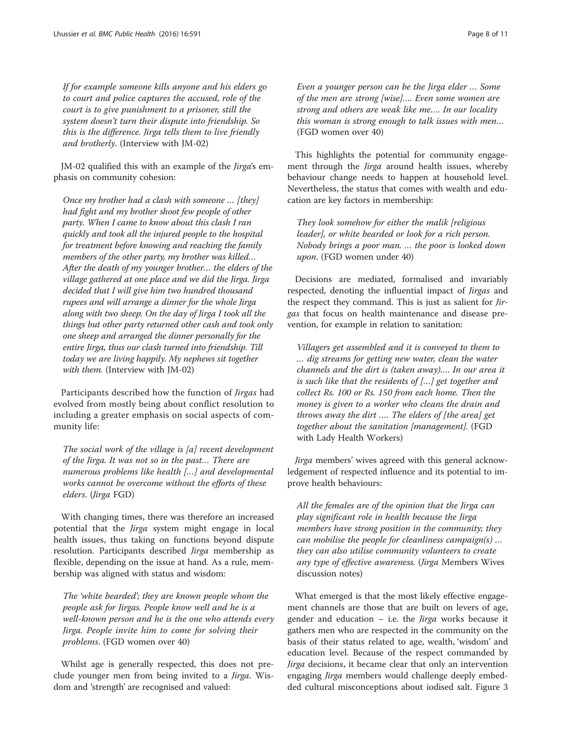*If for example someone kills anyone and his elders go to court and police captures the accused, role of the court is to give punishment to a prisoner, still the system doesn't turn their dispute into friendship. So this is the difference. Jirga tells them to live friendly and brotherly*. (Interview with JM-02)

JM-02 qualified this with an example of the *Jirga*'s emphasis on community cohesion:

*Once my brother had a clash with someone … [they] had fight and my brother shoot few people of other party. When I came to know about this clash I ran quickly and took all the injured people to the hospital for treatment before knowing and reaching the family members of the other party, my brother was killed… After the death of my younger brother… the elders of the village gathered at one place and we did the Jirga. Jirga decided that I will give him two hundred thousand rupees and will arrange a dinner for the whole Jirga along with two sheep. On the day of Jirga I took all the things but other party returned other cash and took only one sheep and arranged the dinner personally for the entire Jirga, thus our clash turned into friendship. Till today we are living happily. My nephews sit together with them*. (Interview with JM-02)

Participants described how the function of *Jirgas* had evolved from mostly being about conflict resolution to including a greater emphasis on social aspects of community life:

*The social work of the village is [a] recent development of the Jirga. It was not so in the past… There are numerous problems like health […] and developmental works cannot be overcome without the efforts of these elders*. (*Jirga* FGD)

With changing times, there was therefore an increased potential that the *Jirga* system might engage in local health issues, thus taking on functions beyond dispute resolution. Participants described *Jirga* membership as flexible, depending on the issue at hand. As a rule, membership was aligned with status and wisdom:

*The 'white bearded'; they are known people whom the people ask for Jirgas. People know well and he is a well-known person and he is the one who attends every Jirga. People invite him to come for solving their problems*. (FGD women over 40)

Whilst age is generally respected, this does not preclude younger men from being invited to a *Jirga*. Wisdom and 'strength' are recognised and valued:

*Even a younger person can be the Jirga elder … Some of the men are strong [wise]…. Even some women are strong and others are weak like me…. In our locality this woman is strong enough to talk issues with men…* (FGD women over 40)

This highlights the potential for community engagement through the *Jirga* around health issues, whereby behaviour change needs to happen at household level. Nevertheless, the status that comes with wealth and education are key factors in membership:

*They look somehow for either the malik [religious leader], or white bearded or look for a rich person. Nobody brings a poor man. … the poor is looked down upon*. (FGD women under 40)

Decisions are mediated, formalised and invariably respected, denoting the influential impact of *Jirgas* and the respect they command. This is just as salient for *Jirgas* that focus on health maintenance and disease prevention, for example in relation to sanitation:

*Villagers get assembled and it is conveyed to them to … dig streams for getting new water, clean the water channels and the dirt is (taken away)…. In our area it is such like that the residents of […] get together and collect Rs. 100 or Rs. 150 from each home. Then the money is given to a worker who cleans the drain and throws away the dirt …. The elders of [the area] get together about the sanitation [management]*. (FGD with Lady Health Workers)

*Jirga* members' wives agreed with this general acknowledgement of respected influence and its potential to improve health behaviours:

*All the females are of the opinion that the Jirga can play significant role in health because the Jirga members have strong position in the community; they can mobilise the people for cleanliness campaign(s) … they can also utilise community volunteers to create any type of effective awareness*. (*Jirga* Members Wives discussion notes)

What emerged is that the most likely effective engagement channels are those that are built on levers of age, gender and education – i.e. the *Jirga* works because it gathers men who are respected in the community on the basis of their status related to age, wealth, 'wisdom' and education level. Because of the respect commanded by *Jirga* decisions, it became clear that only an intervention engaging *Jirga* members would challenge deeply embedded cultural misconceptions about iodised salt. Figure 3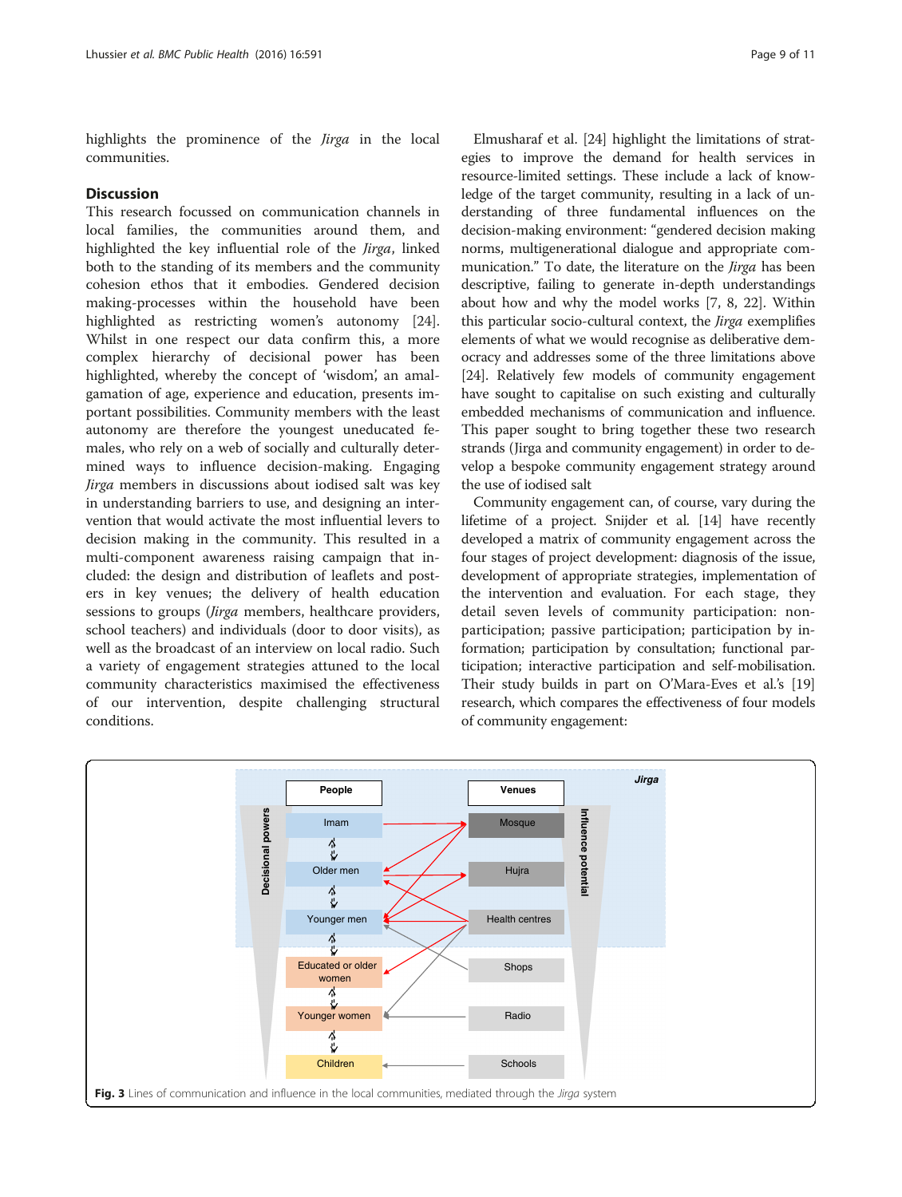highlights the prominence of the *Jirga* in the local communities.

## Discussion

This research focussed on communication channels in local families, the communities around them, and highlighted the key influential role of the *Jirga*, linked both to the standing of its members and the community cohesion ethos that it embodies. Gendered decision making-processes within the household have been highlighted as restricting women's autonomy [24]. Whilst in one respect our data confirm this, a more complex hierarchy of decisional power has been highlighted, whereby the concept of 'wisdom', an amalgamation of age, experience and education, presents important possibilities. Community members with the least autonomy are therefore the youngest uneducated females, who rely on a web of socially and culturally determined ways to influence decision-making. Engaging *Jirga* members in discussions about iodised salt was key in understanding barriers to use, and designing an intervention that would activate the most influential levers to decision making in the community. This resulted in a multi-component awareness raising campaign that included: the design and distribution of leaflets and posters in key venues; the delivery of health education sessions to groups (*Jirga* members, healthcare providers, school teachers) and individuals (door to door visits), as well as the broadcast of an interview on local radio. Such a variety of engagement strategies attuned to the local community characteristics maximised the effectiveness of our intervention, despite challenging structural conditions.

Elmusharaf et al. [24] highlight the limitations of strategies to improve the demand for health services in resource-limited settings. These include a lack of knowledge of the target community, resulting in a lack of understanding of three fundamental influences on the decision-making environment: "gendered decision making norms, multigenerational dialogue and appropriate communication." To date, the literature on the *Jirga* has been descriptive, failing to generate in-depth understandings about how and why the model works [7, 8, 22]. Within this particular socio-cultural context, the *Jirga* exemplifies elements of what we would recognise as deliberative democracy and addresses some of the three limitations above [24]. Relatively few models of community engagement have sought to capitalise on such existing and culturally embedded mechanisms of communication and influence. This paper sought to bring together these two research strands (Jirga and community engagement) in order to develop a bespoke community engagement strategy around the use of iodised salt

Community engagement can, of course, vary during the lifetime of a project. Snijder et al. [14] have recently developed a matrix of community engagement across the four stages of project development: diagnosis of the issue, development of appropriate strategies, implementation of the intervention and evaluation. For each stage, they detail seven levels of community participation: non-participation; passive participation; participation by information; participation by consultation; functional participation; interactive participation and self-mobilisation. Their study builds in part on O'Mara-Eves et al.'s [19] research, which compares the effectiveness of four models of community engagement:

Jirga

People

Venues

Decisional powers

Influence potential

Imam

Older men

Younger men

Educated or older women

Younger women

Children

Mosque

Hujra

Health centres

Shops

Radio

Schools

**Fig. 3** Lines of communication and influence in the local communities, mediated through the *Jirga* system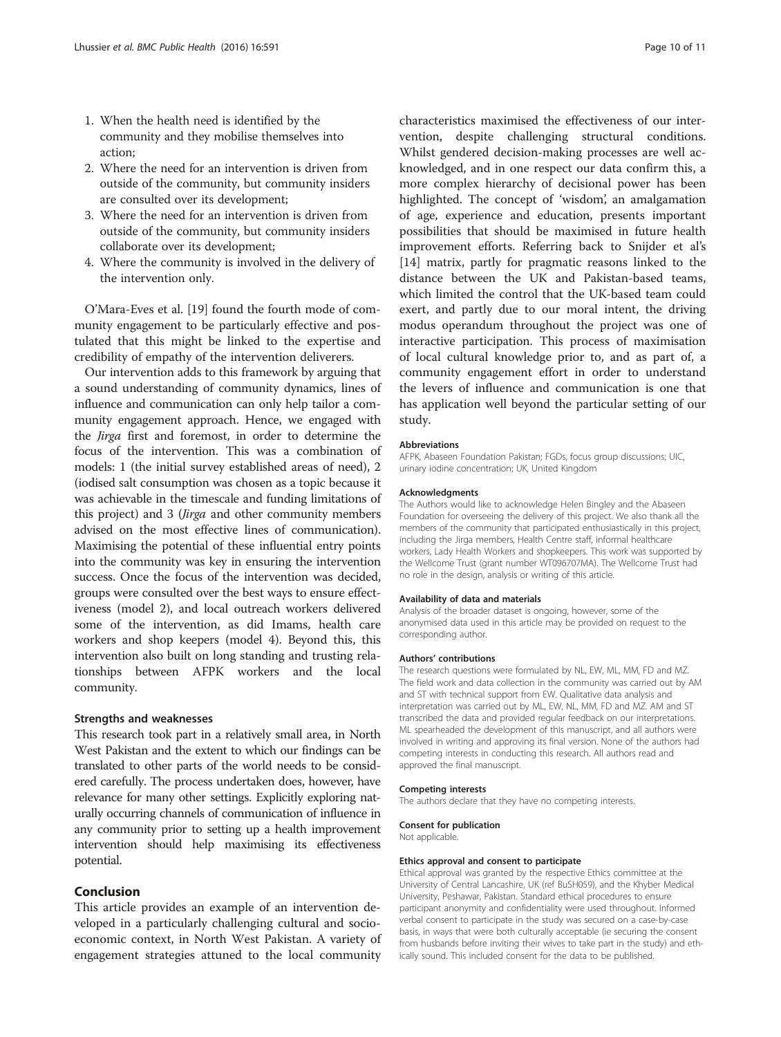1. When the health need is identified by the community and they mobilise themselves into action;
2. Where the need for an intervention is driven from outside of the community, but community insiders are consulted over its development;
3. Where the need for an intervention is driven from outside of the community, but community insiders collaborate over its development;
4. Where the community is involved in the delivery of the intervention only.

O'Mara-Eves et al. [19] found the fourth mode of community engagement to be particularly effective and postulated that this might be linked to the expertise and credibility of empathy of the intervention deliverers.

Our intervention adds to this framework by arguing that a sound understanding of community dynamics, lines of influence and communication can only help tailor a community engagement approach. Hence, we engaged with the *Jirga* first and foremost, in order to determine the focus of the intervention. This was a combination of models: 1 (the initial survey established areas of need), 2 (iodised salt consumption was chosen as a topic because it was achievable in the timescale and funding limitations of this project) and 3 (*Jirga* and other community members advised on the most effective lines of communication). Maximising the potential of these influential entry points into the community was key in ensuring the intervention success. Once the focus of the intervention was decided, groups were consulted over the best ways to ensure effectiveness (model 2), and local outreach workers delivered some of the intervention, as did Imams, health care workers and shop keepers (model 4). Beyond this, this intervention also built on long standing and trusting relationships between AFPK workers and the local community.

### Strengths and weaknesses

This research took part in a relatively small area, in North West Pakistan and the extent to which our findings can be translated to other parts of the world needs to be considered carefully. The process undertaken does, however, have relevance for many other settings. Explicitly exploring naturally occurring channels of communication of influence in any community prior to setting up a health improvement intervention should help maximising its effectiveness potential.

## Conclusion

This article provides an example of an intervention developed in a particularly challenging cultural and socio-economic context, in North West Pakistan. A variety of engagement strategies attuned to the local community characteristics maximised the effectiveness of our intervention, despite challenging structural conditions. Whilst gendered decision-making processes are well acknowledged, and in one respect our data confirm this, a more complex hierarchy of decisional power has been highlighted. The concept of 'wisdom', an amalgamation of age, experience and education, presents important possibilities that should be maximised in future health improvement efforts. Referring back to Snijder et al's [14] matrix, partly for pragmatic reasons linked to the distance between the UK and Pakistan-based teams, which limited the control that the UK-based team could exert, and partly due to our moral intent, the driving modus operandum throughout the project was one of interactive participation. This process of maximisation of local cultural knowledge prior to, and as part of, a community engagement effort in order to understand the levers of influence and communication is one that has application well beyond the particular setting of our study.

#### Abbreviations

AFPK, Abaseen Foundation Pakistan; FGDs, focus group discussions; UIC, urinary iodine concentration; UK, United Kingdom

#### Acknowledgments

The Authors would like to acknowledge Helen Bingley and the Abaseen Foundation for overseeing the delivery of this project. We also thank all the members of the community that participated enthusiastically in this project, including the Jirga members, Health Centre staff, informal healthcare workers, Lady Health Workers and shopkeepers. This work was supported by the Wellcome Trust (grant number WT096707MA). The Wellcome Trust had no role in the design, analysis or writing of this article.

#### Availability of data and materials

Analysis of the broader dataset is ongoing, however, some of the anonymised data used in this article may be provided on request to the corresponding author.

#### Authors' contributions

The research questions were formulated by NL, EW, ML, MM, FD and MZ. The field work and data collection in the community was carried out by AM and ST with technical support from EW. Qualitative data analysis and interpretation was carried out by ML, EW, NL, MM, FD and MZ. AM and ST transcribed the data and provided regular feedback on our interpretations. ML spearheaded the development of this manuscript, and all authors were involved in writing and approving its final version. None of the authors had competing interests in conducting this research. All authors read and approved the final manuscript.

#### Competing interests

The authors declare that they have no competing interests.

#### Consent for publication

Not applicable.

#### Ethics approval and consent to participate

Ethical approval was granted by the respective Ethics committee at the University of Central Lancashire, UK (ref BuSH059), and the Khyber Medical University, Peshawar, Pakistan. Standard ethical procedures to ensure participant anonymity and confidentiality were used throughout. Informed verbal consent to participate in the study was secured on a case-by-case basis, in ways that were both culturally acceptable (ie securing the consent from husbands before inviting their wives to take part in the study) and ethically sound. This included consent for the data to be published.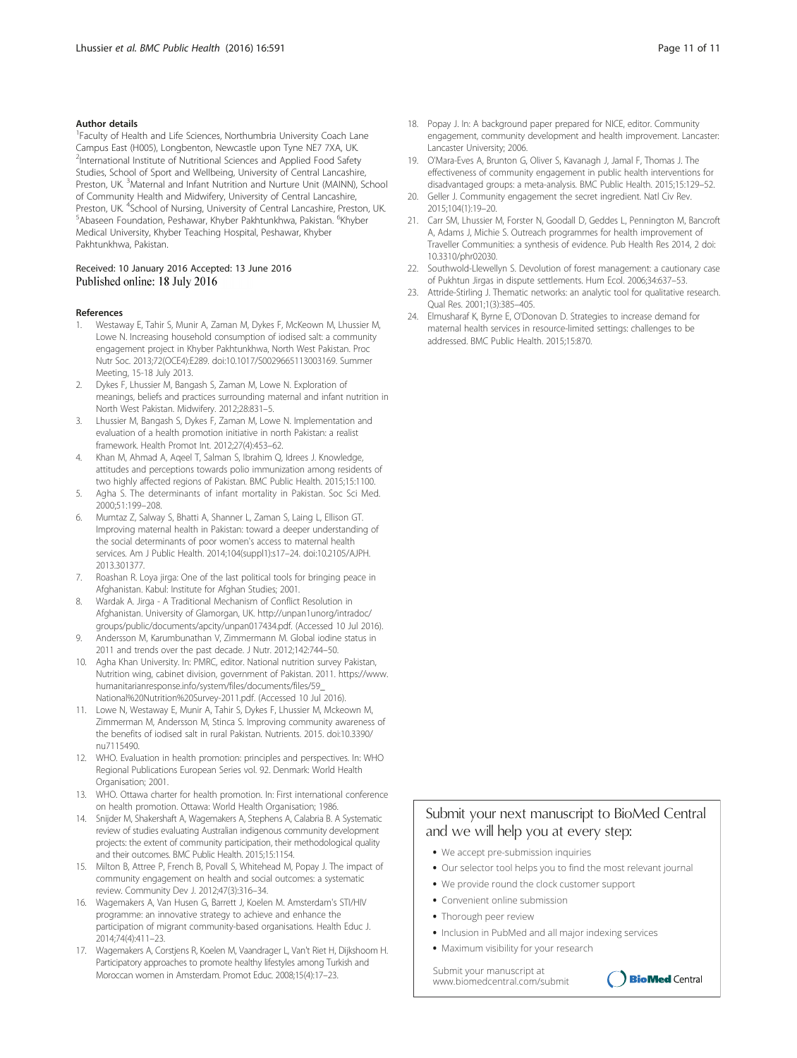### Author details

[1]Faculty of Health and Life Sciences, Northumbria University Coach Lane Campus East (H005), Longbenton, Newcastle upon Tyne NE7 7XA, UK. [2]International Institute of Nutritional Sciences and Applied Food Safety Studies, School of Sport and Wellbeing, University of Central Lancashire, Preston, UK. [3]Maternal and Infant Nutrition and Nurture Unit (MAINN), School of Community Health and Midwifery, University of Central Lancashire, Preston, UK. [4]School of Nursing, University of Central Lancashire, Preston, UK. [5]Abaseen Foundation, Peshawar, Khyber Pakhtunkhwa, Pakistan. [6]Khyber Medical University, Khyber Teaching Hospital, Peshawar, Khyber Pakhtunkhwa, Pakistan.

Received: 10 January 2016 Accepted: 13 June 2016
Published online: 18 July 2016

### References

1. Westaway E, Tahir S, Munir A, Zaman M, Dykes F, McKeown M, Lhussier M, Lowe N. Increasing household consumption of iodised salt: a community engagement project in Khyber Pakhtunkhwa, North West Pakistan. Proc Nutr Soc. 2013;72(OCE4):E289. doi:10.1017/S0029665113003169. Summer Meeting, 15-18 July 2013.
2. Dykes F, Lhussier M, Bangash S, Zaman M, Lowe N. Exploration of meanings, beliefs and practices surrounding maternal and infant nutrition in North West Pakistan. Midwifery. 2012;28:831–5.
3. Lhussier M, Bangash S, Dykes F, Zaman M, Lowe N. Implementation and evaluation of a health promotion initiative in north Pakistan: a realist framework. Health Promot Int. 2012;27(4):453–62.
4. Khan M, Ahmad A, Aqeel T, Salman S, Ibrahim Q, Idrees J. Knowledge, attitudes and perceptions towards polio immunization among residents of two highly affected regions of Pakistan. BMC Public Health. 2015;15:1100.
5. Agha S. The determinants of infant mortality in Pakistan. Soc Sci Med. 2000;51:199–208.
6. Mumtaz Z, Salway S, Bhatti A, Shanner L, Zaman S, Laing L, Ellison GT. Improving maternal health in Pakistan: toward a deeper understanding of the social determinants of poor women's access to maternal health services. Am J Public Health. 2014;104(suppl1):s17–24. doi:10.2105/AJPH. 2013.301377.
7. Roashan R. Loya jirga: One of the last political tools for bringing peace in Afghanistan. Kabul: Institute for Afghan Studies; 2001.
8. Wardak A. Jirga - A Traditional Mechanism of Conflict Resolution in Afghanistan. University of Glamorgan, UK. http://unpan1unorg/intradoc/groups/public/documents/apcity/unpan017434.pdf. (Accessed 10 Jul 2016).
9. Andersson M, Karumbunathan V, Zimmermann M. Global iodine status in 2011 and trends over the past decade. J Nutr. 2012;142:744–50.
10. Agha Khan University. In: PMRC, editor. National nutrition survey Pakistan, Nutrition wing, cabinet division, government of Pakistan. 2011. https://www.humanitarianresponse.info/system/files/documents/files/59_National%20Nutrition%20Survey-2011.pdf. (Accessed 10 Jul 2016).
11. Lowe N, Westaway E, Munir A, Tahir S, Dykes F, Lhussier M, Mckeown M, Zimmerman M, Andersson M, Stinca S. Improving community awareness of the benefits of iodised salt in rural Pakistan. Nutrients. 2015. doi:10.3390/nu7115490.
12. WHO. Evaluation in health promotion: principles and perspectives. In: WHO Regional Publications European Series vol. 92. Denmark: World Health Organisation; 2001.
13. WHO. Ottawa charter for health promotion. In: First international conference on health promotion. Ottawa: World Health Organisation; 1986.
14. Snijder M, Shakershaft A, Wagemakers A, Stephens A, Calabria B. A Systematic review of studies evaluating Australian indigenous community development projects: the extent of community participation, their methodological quality and their outcomes. BMC Public Health. 2015;15:1154.
15. Milton B, Attree P, French B, Povall S, Whitehead M, Popay J. The impact of community engagement on health and social outcomes: a systematic review. Community Dev J. 2012;47(3):316–34.
16. Wagemakers A, Van Husen G, Barrett J, Koelen M. Amsterdam's STI/HIV programme: an innovative strategy to achieve and enhance the participation of migrant community-based organisations. Health Educ J. 2014;74(4):411–23.
17. Wagemakers A, Corstjens R, Koelen M, Vaandrager L, Van't Riet H, Dijkshoorn H. Participatory approaches to promote healthy lifestyles among Turkish and Moroccan women in Amsterdam. Promot Educ. 2008;15(4):17–23.
18. Popay J. In: A background paper prepared for NICE, editor. Community engagement, community development and health improvement. Lancaster: Lancaster University; 2006.
19. O'Mara-Eves A, Brunton G, Oliver S, Kavanagh J, Jamal F, Thomas J. The effectiveness of community engagement in public health interventions for disadvantaged groups: a meta-analysis. BMC Public Health. 2015;15:129–52.
20. Geller J. Community engagement the secret ingredient. Natl Civ Rev. 2015;104(1):19–20.
21. Carr SM, Lhussier M, Forster N, Goodall D, Geddes L, Pennington M, Bancroft A, Adams J, Michie S. Outreach programmes for health improvement of Traveller Communities: a synthesis of evidence. Pub Health Res 2014, 2 doi: 10.3310/phr02030.
22. Southwold-Llewellyn S. Devolution of forest management: a cautionary case of Pukhtun Jirgas in dispute settlements. Hum Ecol. 2006;34:637–53.
23. Attride-Stirling J. Thematic networks: an analytic tool for qualitative research. Qual Res. 2001;1(3):385–405.
24. Elmusharaf K, Byrne E, O'Donovan D. Strategies to increase demand for maternal health services in resource-limited settings: challenges to be addressed. BMC Public Health. 2015;15:870.

Submit your next manuscript to BioMed Central and we will help you at every step:

- We accept pre-submission inquiries
- Our selector tool helps you to find the most relevant journal
- We provide round the clock customer support
- Convenient online submission
- Thorough peer review
- Inclusion in PubMed and all major indexing services
- Maximum visibility for your research

Submit your manuscript at
www.biomedcentral.com/submit

BioMed Central